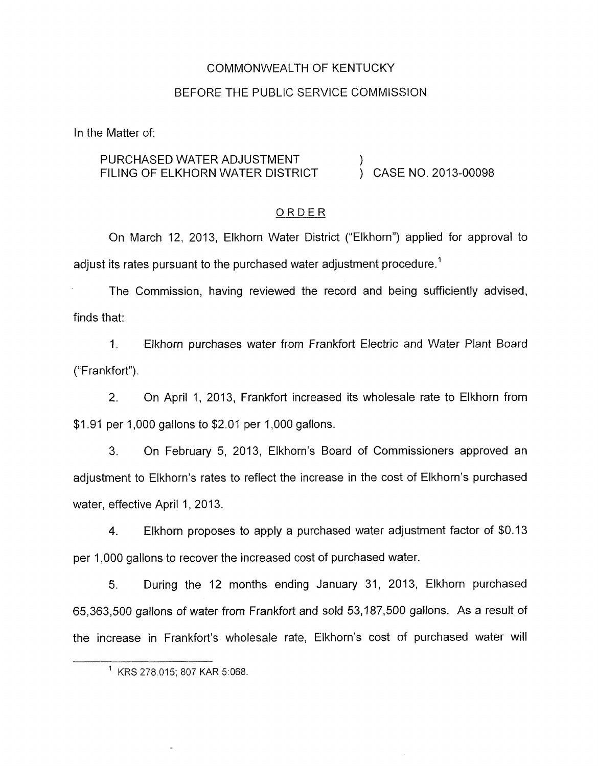COMMONWEALTH OF KENTUCKY

BEFORE THE PUBLIC SERVICE COMMISSION

In the Matter of:

PURCHASED WATER ADJUSTMENT FILING OF ELKHORN WATER DISTRICT ) CASE NO. 2013-00098

## ORDER

On March 12, 2013, Elkhorn Water District ("Elkhorn") applied for approval to adjust its rates pursuant to the purchased water adjustment procedure.[1]

The Commission, having reviewed the record and being sufficiently advised, finds that:

1. Elkhorn purchases water from Frankfort Electric and Water Plant Board ("Frankfort").

2. On April 1, 2013, Frankfort increased its wholesale rate to Elkhorn from $1.91 per 1,000 gallons to $2.01 per 1,000 gallons.

3. On February 5, 2013, Elkhorn's Board of Commissioners approved an adjustment to Elkhorn's rates to reflect the increase in the cost of Elkhorn's purchased water, effective April 1, 2013.

4. Elkhorn proposes to apply a purchased water adjustment factor of $0.13 per 1,000 gallons to recover the increased cost of purchased water.

5. During the 12 months ending January 31, 2013, Elkhorn purchased 65,363,500 gallons of water from Frankfort and sold 53,187,500 gallons. As a result of the increase in Frankfort's wholesale rate, Elkhorn's cost of purchased water will

[1] KRS 278.015; 807 KAR 5:068.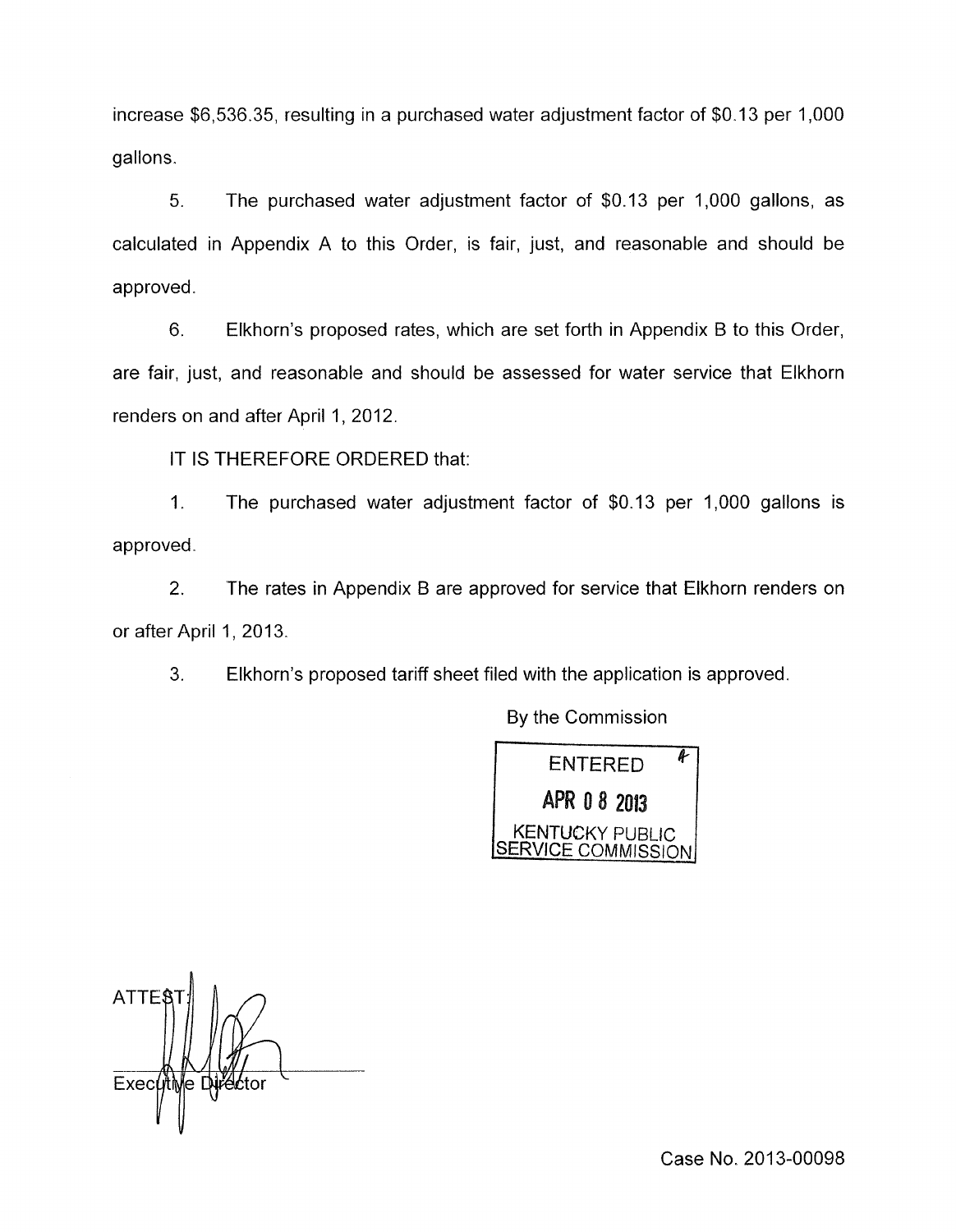increase $6,536.35, resulting in a purchased water adjustment factor of $0.13 per 1,000 gallons.

5. The purchased water adjustment factor of $0.13 per 1,000 gallons, as calculated in Appendix A to this Order, is fair, just, and reasonable and should be approved.

6. Elkhorn's proposed rates, which are set forth in Appendix B to this Order, are fair, just, and reasonable and should be assessed for water service that Elkhorn renders on and after April 1, 2012.

IT IS THEREFORE ORDERED that:

1. The purchased water adjustment factor of $0.13 per 1,000 gallons is approved.

2. The rates in Appendix B are approved for service that Elkhorn renders on or after April 1, 2013.

3. Elkhorn's proposed tariff sheet filed with the application is approved.

By the Commission

ENTERED
APR 08 2013
KENTUCKY PUBLIC SERVICE COMMISSION

ATTEST:

Executive Director

Case No. 2013-00098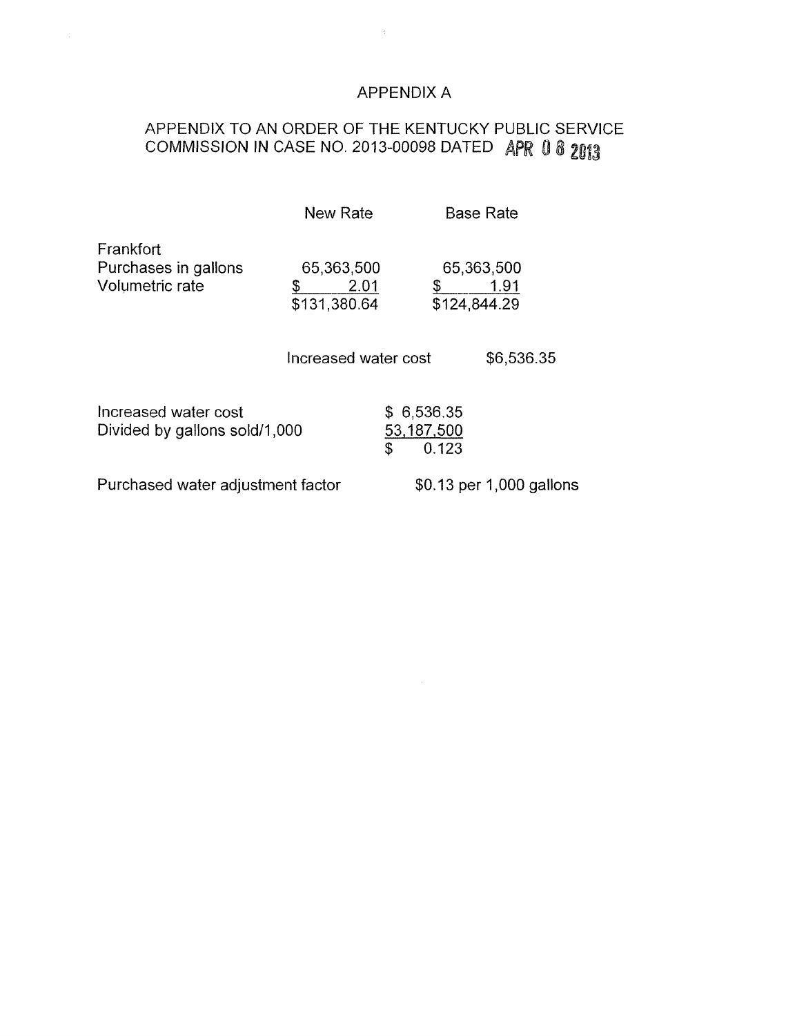# APPENDIX A

## APPENDIX TO AN ORDER OF THE KENTUCKY PUBLIC SERVICE COMMISSION IN CASE NO. 2013-00098 DATED APR 08 2013

| | New Rate | Base Rate |
|---|---|---|
| Frankfort | | |
| Purchases in gallons | 65,363,500 | 65,363,500 |
| Volumetric rate | $ 2.01 | $ 1.91 |
| | $131,380.64 | $124,844.29 |

Increased water cost $6,536.35

| | |
|---|---|
| Increased water cost | $ 6,536.35 |
| Divided by gallons sold/1,000 | 53,187,500 |
| | $ 0.123 |

Purchased water adjustment factor $0.13 per 1,000 gallons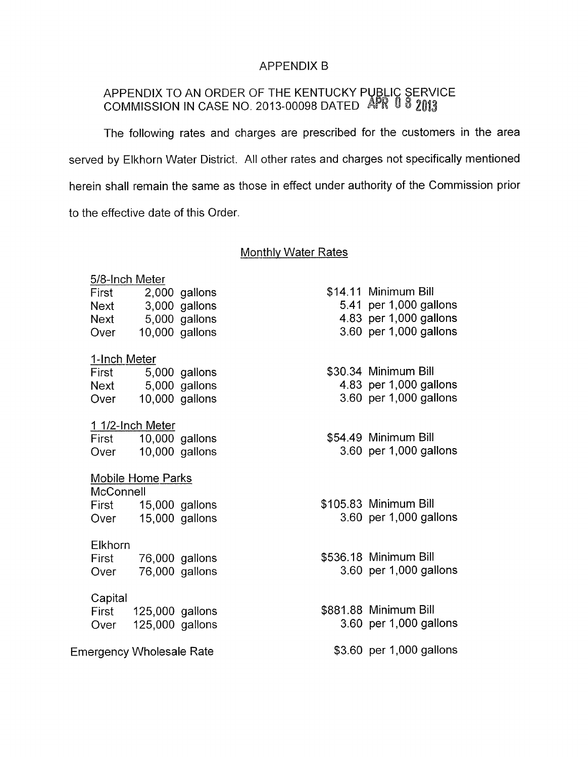# APPENDIX B

## APPENDIX TO AN ORDER OF THE KENTUCKY PUBLIC SERVICE COMMISSION IN CASE NO. 2013-00098 DATED APR 08 2013

The following rates and charges are prescribed for the customers in the area served by Elkhorn Water District. All other rates and charges not specifically mentioned herein shall remain the same as those in effect under authority of the Commission prior to the effective date of this Order.

### Monthly Water Rates

| | | |
|---|---|---|
| **5/8-Inch Meter** | | |
| First | 2,000 gallons | $14.11 Minimum Bill |
| Next | 3,000 gallons | 5.41 per 1,000 gallons |
| Next | 5,000 gallons | 4.83 per 1,000 gallons |
| Over | 10,000 gallons | 3.60 per 1,000 gallons |
| **1-Inch Meter** | | |
| First | 5,000 gallons | $30.34 Minimum Bill |
| Next | 5,000 gallons | 4.83 per 1,000 gallons |
| Over | 10,000 gallons | 3.60 per 1,000 gallons |
| **1 1/2-Inch Meter** | | |
| First | 10,000 gallons | $54.49 Minimum Bill |
| Over | 10,000 gallons | 3.60 per 1,000 gallons |
| **Mobile Home Parks** | | |
| McConnell | | |
| First | 15,000 gallons | $105.83 Minimum Bill |
| Over | 15,000 gallons | 3.60 per 1,000 gallons |
| Elkhorn | | |
| First | 76,000 gallons | $536.18 Minimum Bill |
| Over | 76,000 gallons | 3.60 per 1,000 gallons |
| Capital | | |
| First | 125,000 gallons | $881.88 Minimum Bill |
| Over | 125,000 gallons | 3.60 per 1,000 gallons |
| Emergency Wholesale Rate | | $3.60 per 1,000 gallons |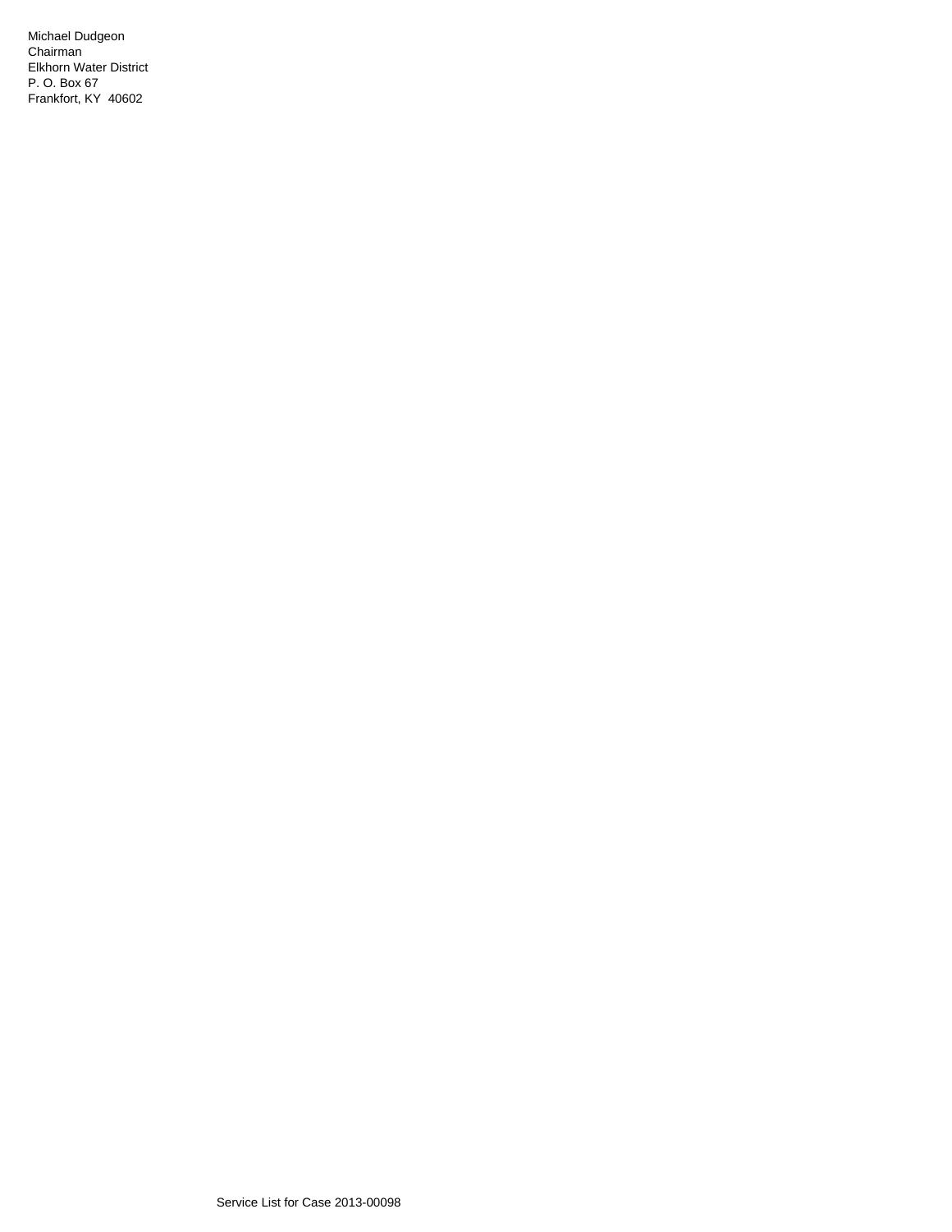Michael Dudgeon
Chairman
Elkhorn Water District
P. O. Box 67
Frankfort, KY  40602